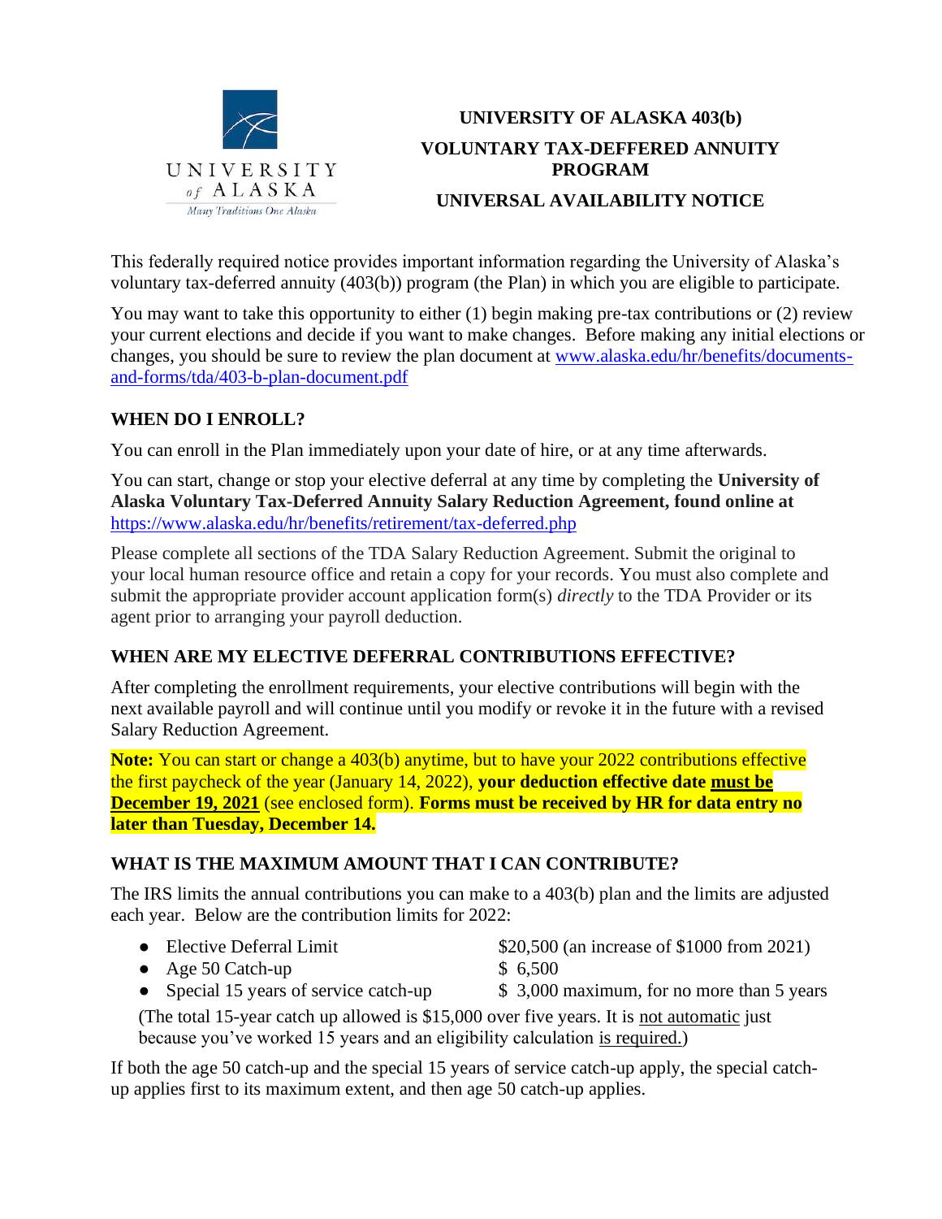# UNIVERSITY OF ALASKA 403(b)

## VOLUNTARY TAX-DEFFERED ANNUITY PROGRAM

## UNIVERSAL AVAILABILITY NOTICE

This federally required notice provides important information regarding the University of Alaska's voluntary tax-deferred annuity (403(b)) program (the Plan) in which you are eligible to participate.

You may want to take this opportunity to either (1) begin making pre-tax contributions or (2) review your current elections and decide if you want to make changes. Before making any initial elections or changes, you should be sure to review the plan document at www.alaska.edu/hr/benefits/documents-and-forms/tda/403-b-plan-document.pdf

### WHEN DO I ENROLL?

You can enroll in the Plan immediately upon your date of hire, or at any time afterwards.

You can start, change or stop your elective deferral at any time by completing the **University of Alaska Voluntary Tax-Deferred Annuity Salary Reduction Agreement, found online at** https://www.alaska.edu/hr/benefits/retirement/tax-deferred.php

Please complete all sections of the TDA Salary Reduction Agreement. Submit the original to your local human resource office and retain a copy for your records. You must also complete and submit the appropriate provider account application form(s) *directly* to the TDA Provider or its agent prior to arranging your payroll deduction.

### WHEN ARE MY ELECTIVE DEFERRAL CONTRIBUTIONS EFFECTIVE?

After completing the enrollment requirements, your elective contributions will begin with the next available payroll and will continue until you modify or revoke it in the future with a revised Salary Reduction Agreement.

**Note:** You can start or change a 403(b) anytime, but to have your 2022 contributions effective the first paycheck of the year (January 14, 2022), **your deduction effective date must be December 19, 2021** (see enclosed form). **Forms must be received by HR for data entry no later than Tuesday, December 14.**

### WHAT IS THE MAXIMUM AMOUNT THAT I CAN CONTRIBUTE?

The IRS limits the annual contributions you can make to a 403(b) plan and the limits are adjusted each year. Below are the contribution limits for 2022:

- Elective Deferral Limit — $20,500 (an increase of $1000 from 2021)
- Age 50 Catch-up — $ 6,500
- Special 15 years of service catch-up — $ 3,000 maximum, for no more than 5 years

(The total 15-year catch up allowed is $15,000 over five years. It is not automatic just because you've worked 15 years and an eligibility calculation is required.)

If both the age 50 catch-up and the special 15 years of service catch-up apply, the special catch-up applies first to its maximum extent, and then age 50 catch-up applies.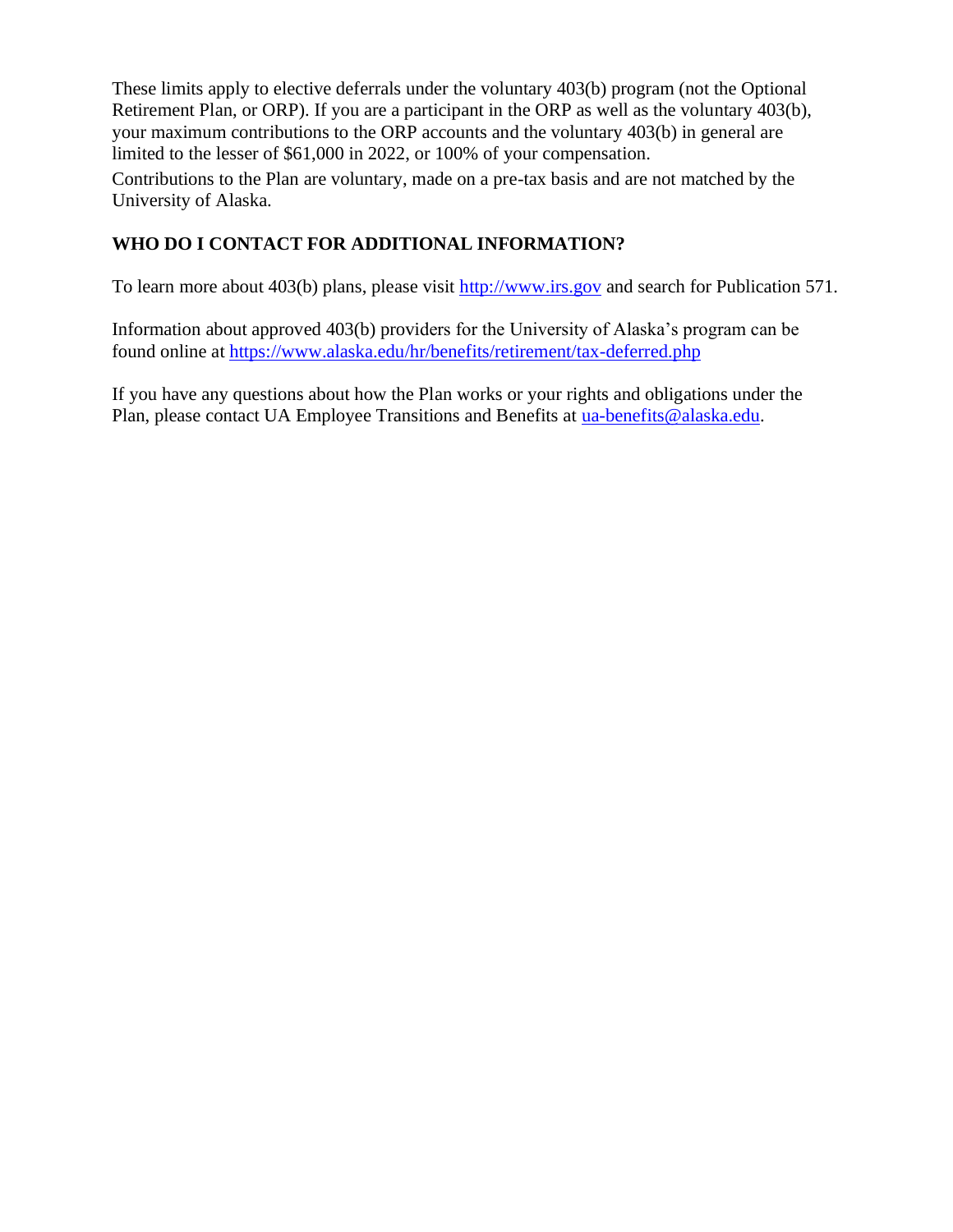These limits apply to elective deferrals under the voluntary 403(b) program (not the Optional Retirement Plan, or ORP). If you are a participant in the ORP as well as the voluntary 403(b), your maximum contributions to the ORP accounts and the voluntary 403(b) in general are limited to the lesser of $61,000 in 2022, or 100% of your compensation.

Contributions to the Plan are voluntary, made on a pre-tax basis and are not matched by the University of Alaska.

## WHO DO I CONTACT FOR ADDITIONAL INFORMATION?

To learn more about 403(b) plans, please visit [http://www.irs.gov](http://www.irs.gov) and search for Publication 571.

Information about approved 403(b) providers for the University of Alaska's program can be found online at [https://www.alaska.edu/hr/benefits/retirement/tax-deferred.php](https://www.alaska.edu/hr/benefits/retirement/tax-deferred.php)

If you have any questions about how the Plan works or your rights and obligations under the Plan, please contact UA Employee Transitions and Benefits at [ua-benefits@alaska.edu](mailto:ua-benefits@alaska.edu).